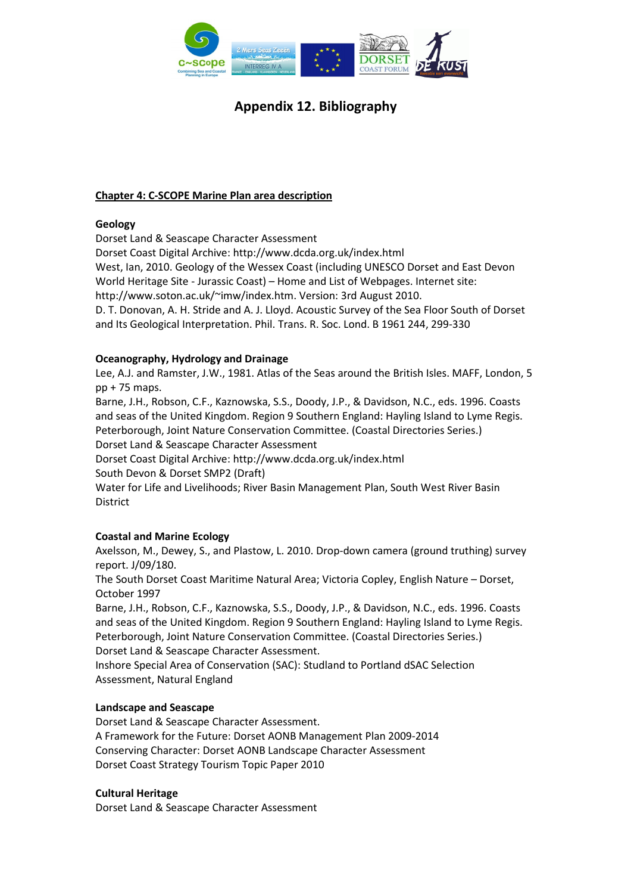# Appendix 12. Bibliography

## Chapter 4: C-SCOPE Marine Plan area description

### Geology

Dorset Land & Seascape Character Assessment
Dorset Coast Digital Archive: http://www.dcda.org.uk/index.html
West, Ian, 2010. Geology of the Wessex Coast (including UNESCO Dorset and East Devon World Heritage Site - Jurassic Coast) – Home and List of Webpages. Internet site: http://www.soton.ac.uk/~imw/index.htm. Version: 3rd August 2010.
D. T. Donovan, A. H. Stride and A. J. Lloyd. Acoustic Survey of the Sea Floor South of Dorset and Its Geological Interpretation. Phil. Trans. R. Soc. Lond. B 1961 244, 299-330

### Oceanography, Hydrology and Drainage

Lee, A.J. and Ramster, J.W., 1981. Atlas of the Seas around the British Isles. MAFF, London, 5 pp + 75 maps.
Barne, J.H., Robson, C.F., Kaznowska, S.S., Doody, J.P., & Davidson, N.C., eds. 1996. Coasts and seas of the United Kingdom. Region 9 Southern England: Hayling Island to Lyme Regis. Peterborough, Joint Nature Conservation Committee. (Coastal Directories Series.)
Dorset Land & Seascape Character Assessment
Dorset Coast Digital Archive: http://www.dcda.org.uk/index.html
South Devon & Dorset SMP2 (Draft)
Water for Life and Livelihoods; River Basin Management Plan, South West River Basin District

### Coastal and Marine Ecology

Axelsson, M., Dewey, S., and Plastow, L. 2010. Drop-down camera (ground truthing) survey report. J/09/180.
The South Dorset Coast Maritime Natural Area; Victoria Copley, English Nature – Dorset, October 1997
Barne, J.H., Robson, C.F., Kaznowska, S.S., Doody, J.P., & Davidson, N.C., eds. 1996. Coasts and seas of the United Kingdom. Region 9 Southern England: Hayling Island to Lyme Regis. Peterborough, Joint Nature Conservation Committee. (Coastal Directories Series.)
Dorset Land & Seascape Character Assessment.
Inshore Special Area of Conservation (SAC): Studland to Portland dSAC Selection Assessment, Natural England

### Landscape and Seascape

Dorset Land & Seascape Character Assessment.
A Framework for the Future: Dorset AONB Management Plan 2009-2014
Conserving Character: Dorset AONB Landscape Character Assessment
Dorset Coast Strategy Tourism Topic Paper 2010

### Cultural Heritage

Dorset Land & Seascape Character Assessment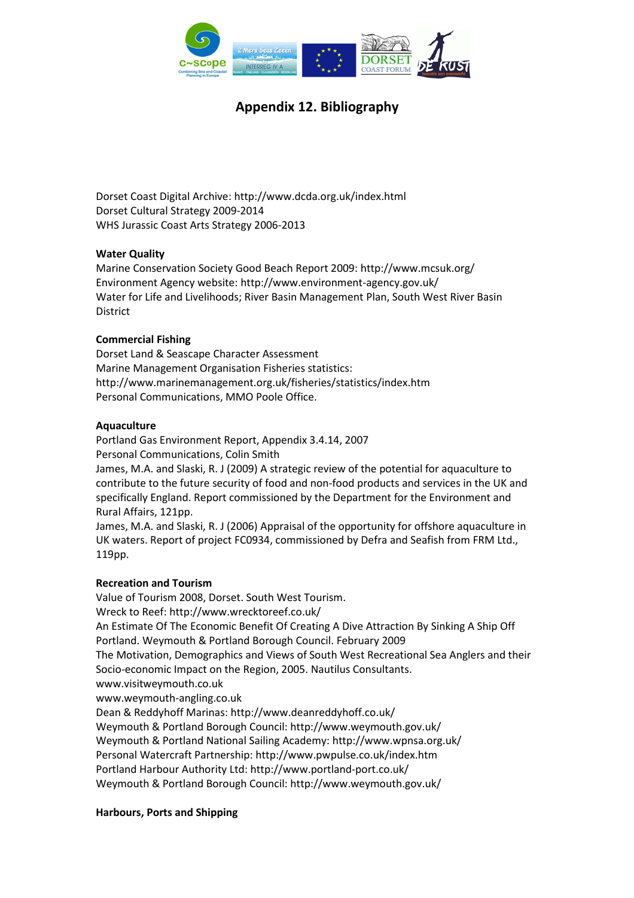# Appendix 12. Bibliography

Dorset Coast Digital Archive: http://www.dcda.org.uk/index.html
Dorset Cultural Strategy 2009-2014
WHS Jurassic Coast Arts Strategy 2006-2013

**Water Quality**
Marine Conservation Society Good Beach Report 2009: http://www.mcsuk.org/
Environment Agency website: http://www.environment-agency.gov.uk/
Water for Life and Livelihoods; River Basin Management Plan, South West River Basin District

**Commercial Fishing**
Dorset Land & Seascape Character Assessment
Marine Management Organisation Fisheries statistics: http://www.marinemanagement.org.uk/fisheries/statistics/index.htm
Personal Communications, MMO Poole Office.

**Aquaculture**
Portland Gas Environment Report, Appendix 3.4.14, 2007
Personal Communications, Colin Smith
James, M.A. and Slaski, R. J (2009) A strategic review of the potential for aquaculture to contribute to the future security of food and non-food products and services in the UK and specifically England. Report commissioned by the Department for the Environment and Rural Affairs, 121pp.
James, M.A. and Slaski, R. J (2006) Appraisal of the opportunity for offshore aquaculture in UK waters. Report of project FC0934, commissioned by Defra and Seafish from FRM Ltd., 119pp.

**Recreation and Tourism**
Value of Tourism 2008, Dorset. South West Tourism.
Wreck to Reef: http://www.wrecktoreef.co.uk/
An Estimate Of The Economic Benefit Of Creating A Dive Attraction By Sinking A Ship Off Portland. Weymouth & Portland Borough Council. February 2009
The Motivation, Demographics and Views of South West Recreational Sea Anglers and their Socio-economic Impact on the Region, 2005. Nautilus Consultants.
www.visitweymouth.co.uk
www.weymouth-angling.co.uk
Dean & Reddyhoff Marinas: http://www.deanreddyhoff.co.uk/
Weymouth & Portland Borough Council: http://www.weymouth.gov.uk/
Weymouth & Portland National Sailing Academy: http://www.wpnsa.org.uk/
Personal Watercraft Partnership: http://www.pwpulse.co.uk/index.htm
Portland Harbour Authority Ltd: http://www.portland-port.co.uk/
Weymouth & Portland Borough Council: http://www.weymouth.gov.uk/

**Harbours, Ports and Shipping**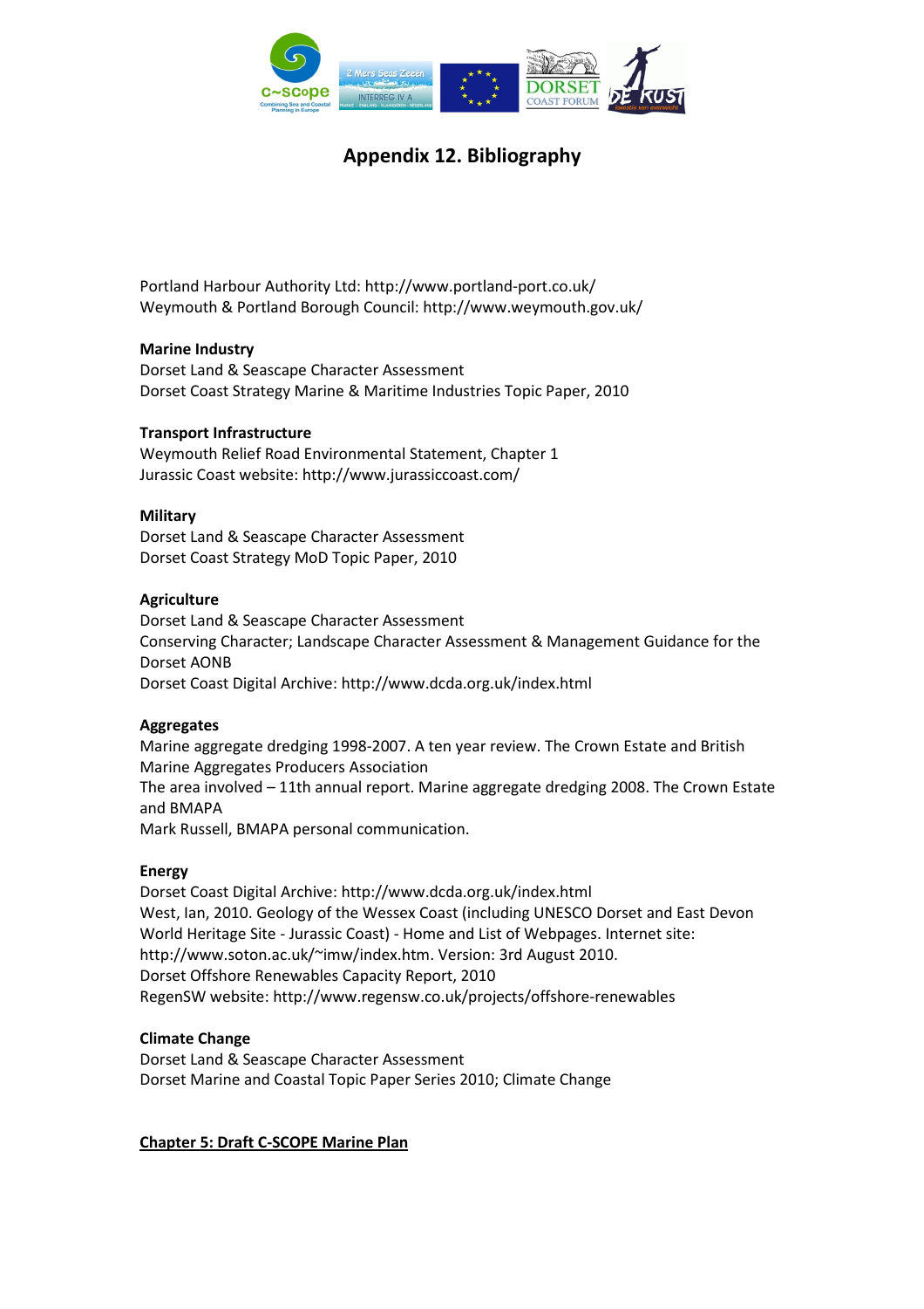# Appendix 12. Bibliography

Portland Harbour Authority Ltd: http://www.portland-port.co.uk/
Weymouth & Portland Borough Council: http://www.weymouth.gov.uk/

**Marine Industry**
Dorset Land & Seascape Character Assessment
Dorset Coast Strategy Marine & Maritime Industries Topic Paper, 2010

**Transport Infrastructure**
Weymouth Relief Road Environmental Statement, Chapter 1
Jurassic Coast website: http://www.jurassiccoast.com/

**Military**
Dorset Land & Seascape Character Assessment
Dorset Coast Strategy MoD Topic Paper, 2010

**Agriculture**
Dorset Land & Seascape Character Assessment
Conserving Character; Landscape Character Assessment & Management Guidance for the Dorset AONB
Dorset Coast Digital Archive: http://www.dcda.org.uk/index.html

**Aggregates**
Marine aggregate dredging 1998-2007. A ten year review. The Crown Estate and British Marine Aggregates Producers Association
The area involved – 11th annual report. Marine aggregate dredging 2008. The Crown Estate and BMAPA
Mark Russell, BMAPA personal communication.

**Energy**
Dorset Coast Digital Archive: http://www.dcda.org.uk/index.html
West, Ian, 2010. Geology of the Wessex Coast (including UNESCO Dorset and East Devon World Heritage Site - Jurassic Coast) - Home and List of Webpages. Internet site: http://www.soton.ac.uk/~imw/index.htm. Version: 3rd August 2010.
Dorset Offshore Renewables Capacity Report, 2010
RegenSW website: http://www.regensw.co.uk/projects/offshore-renewables

**Climate Change**
Dorset Land & Seascape Character Assessment
Dorset Marine and Coastal Topic Paper Series 2010; Climate Change

**Chapter 5: Draft C-SCOPE Marine Plan**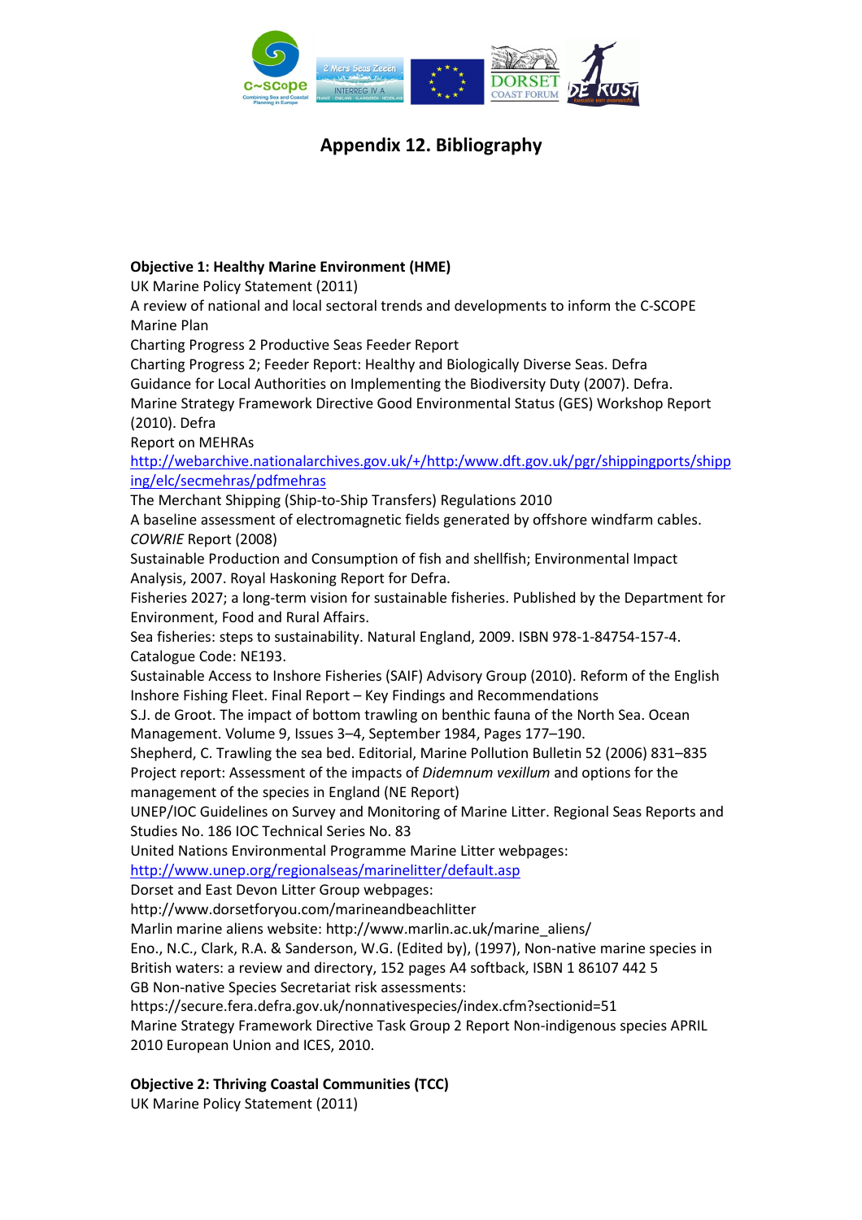# Appendix 12. Bibliography

**Objective 1: Healthy Marine Environment (HME)**

UK Marine Policy Statement (2011)

A review of national and local sectoral trends and developments to inform the C-SCOPE Marine Plan

Charting Progress 2 Productive Seas Feeder Report

Charting Progress 2; Feeder Report: Healthy and Biologically Diverse Seas. Defra

Guidance for Local Authorities on Implementing the Biodiversity Duty (2007). Defra.

Marine Strategy Framework Directive Good Environmental Status (GES) Workshop Report (2010). Defra

Report on MEHRAs

http://webarchive.nationalarchives.gov.uk/+/http:/www.dft.gov.uk/pgr/shippingports/shipping/elc/secmehras/pdfmehras

The Merchant Shipping (Ship-to-Ship Transfers) Regulations 2010

A baseline assessment of electromagnetic fields generated by offshore windfarm cables. *COWRIE* Report (2008)

Sustainable Production and Consumption of fish and shellfish; Environmental Impact Analysis, 2007. Royal Haskoning Report for Defra.

Fisheries 2027; a long-term vision for sustainable fisheries. Published by the Department for Environment, Food and Rural Affairs.

Sea fisheries: steps to sustainability. Natural England, 2009. ISBN 978-1-84754-157-4. Catalogue Code: NE193.

Sustainable Access to Inshore Fisheries (SAIF) Advisory Group (2010). Reform of the English Inshore Fishing Fleet. Final Report – Key Findings and Recommendations

S.J. de Groot. The impact of bottom trawling on benthic fauna of the North Sea. Ocean Management. Volume 9, Issues 3–4, September 1984, Pages 177–190.

Shepherd, C. Trawling the sea bed. Editorial, Marine Pollution Bulletin 52 (2006) 831–835

Project report: Assessment of the impacts of *Didemnum vexillum* and options for the management of the species in England (NE Report)

UNEP/IOC Guidelines on Survey and Monitoring of Marine Litter. Regional Seas Reports and Studies No. 186 IOC Technical Series No. 83

United Nations Environmental Programme Marine Litter webpages: http://www.unep.org/regionalseas/marinelitter/default.asp

Dorset and East Devon Litter Group webpages: http://www.dorsetforyou.com/marineandbeachlitter

Marlin marine aliens website: http://www.marlin.ac.uk/marine_aliens/

Eno., N.C., Clark, R.A. & Sanderson, W.G. (Edited by), (1997), Non-native marine species in British waters: a review and directory, 152 pages A4 softback, ISBN 1 86107 442 5

GB Non-native Species Secretariat risk assessments: https://secure.fera.defra.gov.uk/nonnativespecies/index.cfm?sectionid=51

Marine Strategy Framework Directive Task Group 2 Report Non-indigenous species APRIL 2010 European Union and ICES, 2010.

**Objective 2: Thriving Coastal Communities (TCC)**

UK Marine Policy Statement (2011)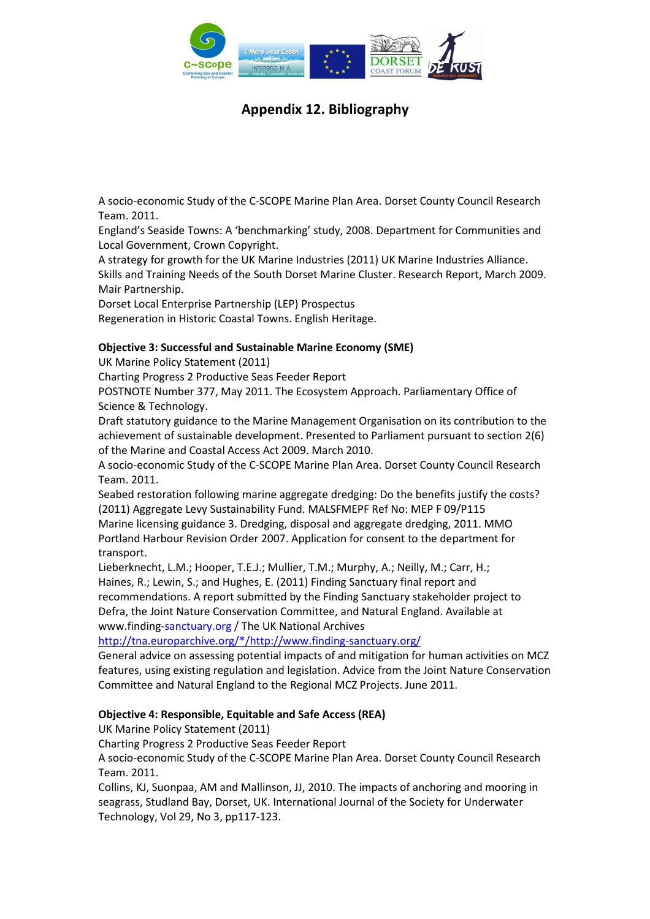# Appendix 12. Bibliography

A socio-economic Study of the C-SCOPE Marine Plan Area. Dorset County Council Research Team. 2011.

England's Seaside Towns: A 'benchmarking' study, 2008. Department for Communities and Local Government, Crown Copyright.

A strategy for growth for the UK Marine Industries (2011) UK Marine Industries Alliance.

Skills and Training Needs of the South Dorset Marine Cluster. Research Report, March 2009. Mair Partnership.

Dorset Local Enterprise Partnership (LEP) Prospectus

Regeneration in Historic Coastal Towns. English Heritage.

**Objective 3: Successful and Sustainable Marine Economy (SME)**

UK Marine Policy Statement (2011)

Charting Progress 2 Productive Seas Feeder Report

POSTNOTE Number 377, May 2011. The Ecosystem Approach. Parliamentary Office of Science & Technology.

Draft statutory guidance to the Marine Management Organisation on its contribution to the achievement of sustainable development. Presented to Parliament pursuant to section 2(6) of the Marine and Coastal Access Act 2009. March 2010.

A socio-economic Study of the C-SCOPE Marine Plan Area. Dorset County Council Research Team. 2011.

Seabed restoration following marine aggregate dredging: Do the benefits justify the costs? (2011) Aggregate Levy Sustainability Fund. MALSFMEPF Ref No: MEP F 09/P115

Marine licensing guidance 3. Dredging, disposal and aggregate dredging, 2011. MMO

Portland Harbour Revision Order 2007. Application for consent to the department for transport.

Lieberknecht, L.M.; Hooper, T.E.J.; Mullier, T.M.; Murphy, A.; Neilly, M.; Carr, H.; Haines, R.; Lewin, S.; and Hughes, E. (2011) Finding Sanctuary final report and recommendations. A report submitted by the Finding Sanctuary stakeholder project to Defra, the Joint Nature Conservation Committee, and Natural England. Available at www.finding-sanctuary.org / The UK National Archives http://tna.europarchive.org/*/http://www.finding-sanctuary.org/

General advice on assessing potential impacts of and mitigation for human activities on MCZ features, using existing regulation and legislation. Advice from the Joint Nature Conservation Committee and Natural England to the Regional MCZ Projects. June 2011.

**Objective 4: Responsible, Equitable and Safe Access (REA)**

UK Marine Policy Statement (2011)

Charting Progress 2 Productive Seas Feeder Report

A socio-economic Study of the C-SCOPE Marine Plan Area. Dorset County Council Research Team. 2011.

Collins, KJ, Suonpaa, AM and Mallinson, JJ, 2010. The impacts of anchoring and mooring in seagrass, Studland Bay, Dorset, UK. International Journal of the Society for Underwater Technology, Vol 29, No 3, pp117-123.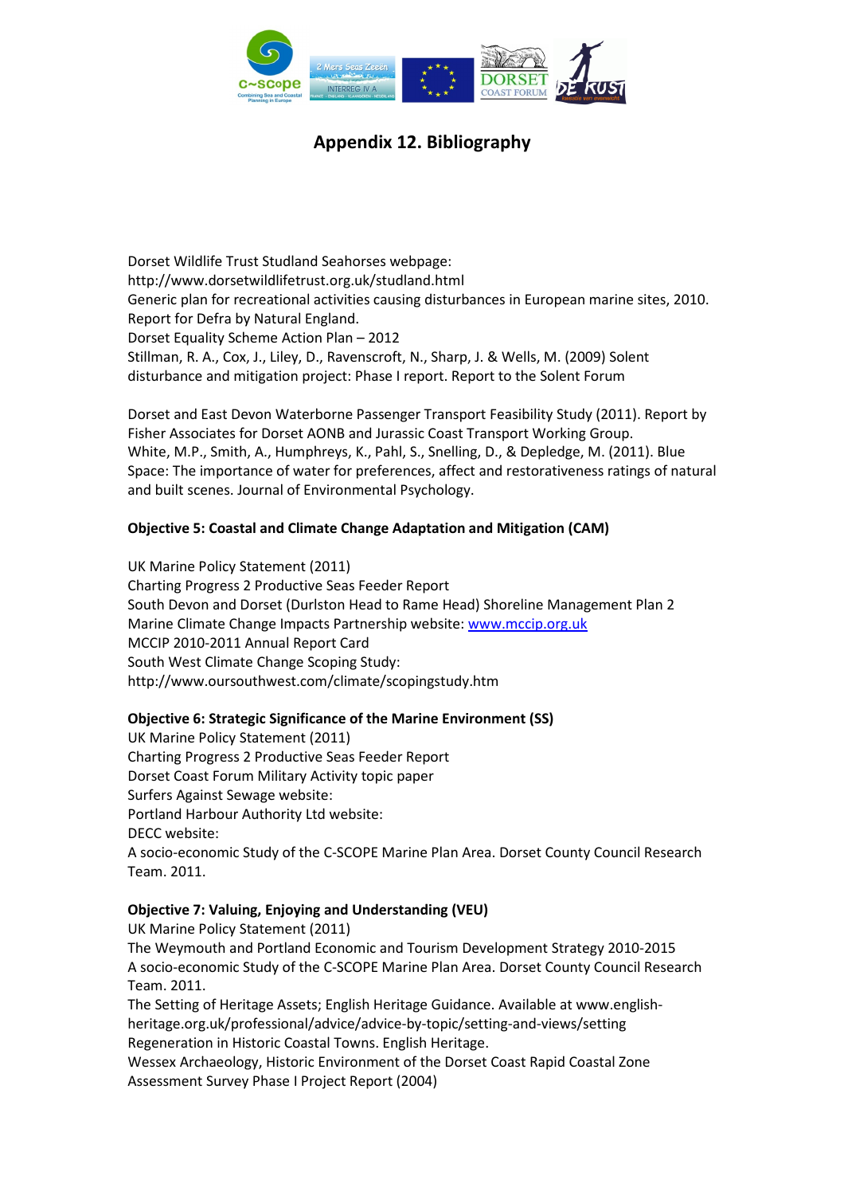# Appendix 12. Bibliography

Dorset Wildlife Trust Studland Seahorses webpage:
http://www.dorsetwildlifetrust.org.uk/studland.html
Generic plan for recreational activities causing disturbances in European marine sites, 2010. Report for Defra by Natural England.
Dorset Equality Scheme Action Plan – 2012
Stillman, R. A., Cox, J., Liley, D., Ravenscroft, N., Sharp, J. & Wells, M. (2009) Solent disturbance and mitigation project: Phase I report. Report to the Solent Forum

Dorset and East Devon Waterborne Passenger Transport Feasibility Study (2011). Report by Fisher Associates for Dorset AONB and Jurassic Coast Transport Working Group.
White, M.P., Smith, A., Humphreys, K., Pahl, S., Snelling, D., & Depledge, M. (2011). Blue Space: The importance of water for preferences, affect and restorativeness ratings of natural and built scenes. Journal of Environmental Psychology.

**Objective 5: Coastal and Climate Change Adaptation and Mitigation (CAM)**

UK Marine Policy Statement (2011)
Charting Progress 2 Productive Seas Feeder Report
South Devon and Dorset (Durlston Head to Rame Head) Shoreline Management Plan 2
Marine Climate Change Impacts Partnership website: www.mccip.org.uk
MCCIP 2010-2011 Annual Report Card
South West Climate Change Scoping Study:
http://www.oursouthwest.com/climate/scopingstudy.htm

**Objective 6: Strategic Significance of the Marine Environment (SS)**
UK Marine Policy Statement (2011)
Charting Progress 2 Productive Seas Feeder Report
Dorset Coast Forum Military Activity topic paper
Surfers Against Sewage website:
Portland Harbour Authority Ltd website:
DECC website:
A socio-economic Study of the C-SCOPE Marine Plan Area. Dorset County Council Research Team. 2011.

**Objective 7: Valuing, Enjoying and Understanding (VEU)**
UK Marine Policy Statement (2011)
The Weymouth and Portland Economic and Tourism Development Strategy 2010-2015
A socio-economic Study of the C-SCOPE Marine Plan Area. Dorset County Council Research Team. 2011.
The Setting of Heritage Assets; English Heritage Guidance. Available at www.english-heritage.org.uk/professional/advice/advice-by-topic/setting-and-views/setting
Regeneration in Historic Coastal Towns. English Heritage.
Wessex Archaeology, Historic Environment of the Dorset Coast Rapid Coastal Zone Assessment Survey Phase I Project Report (2004)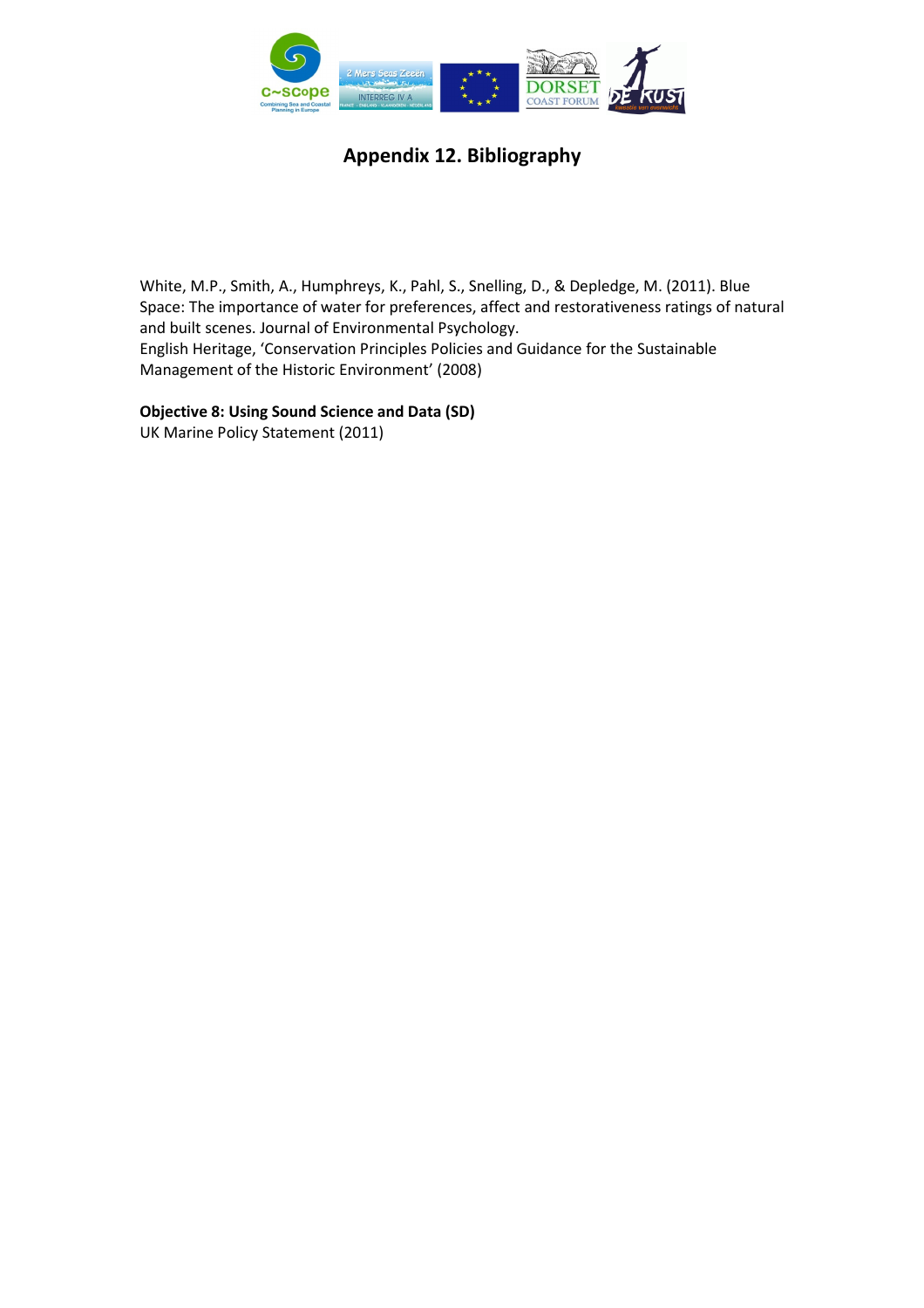# Appendix 12. Bibliography

White, M.P., Smith, A., Humphreys, K., Pahl, S., Snelling, D., & Depledge, M. (2011). Blue Space: The importance of water for preferences, affect and restorativeness ratings of natural and built scenes. Journal of Environmental Psychology.

English Heritage, 'Conservation Principles Policies and Guidance for the Sustainable Management of the Historic Environment' (2008)

**Objective 8: Using Sound Science and Data (SD)**

UK Marine Policy Statement (2011)